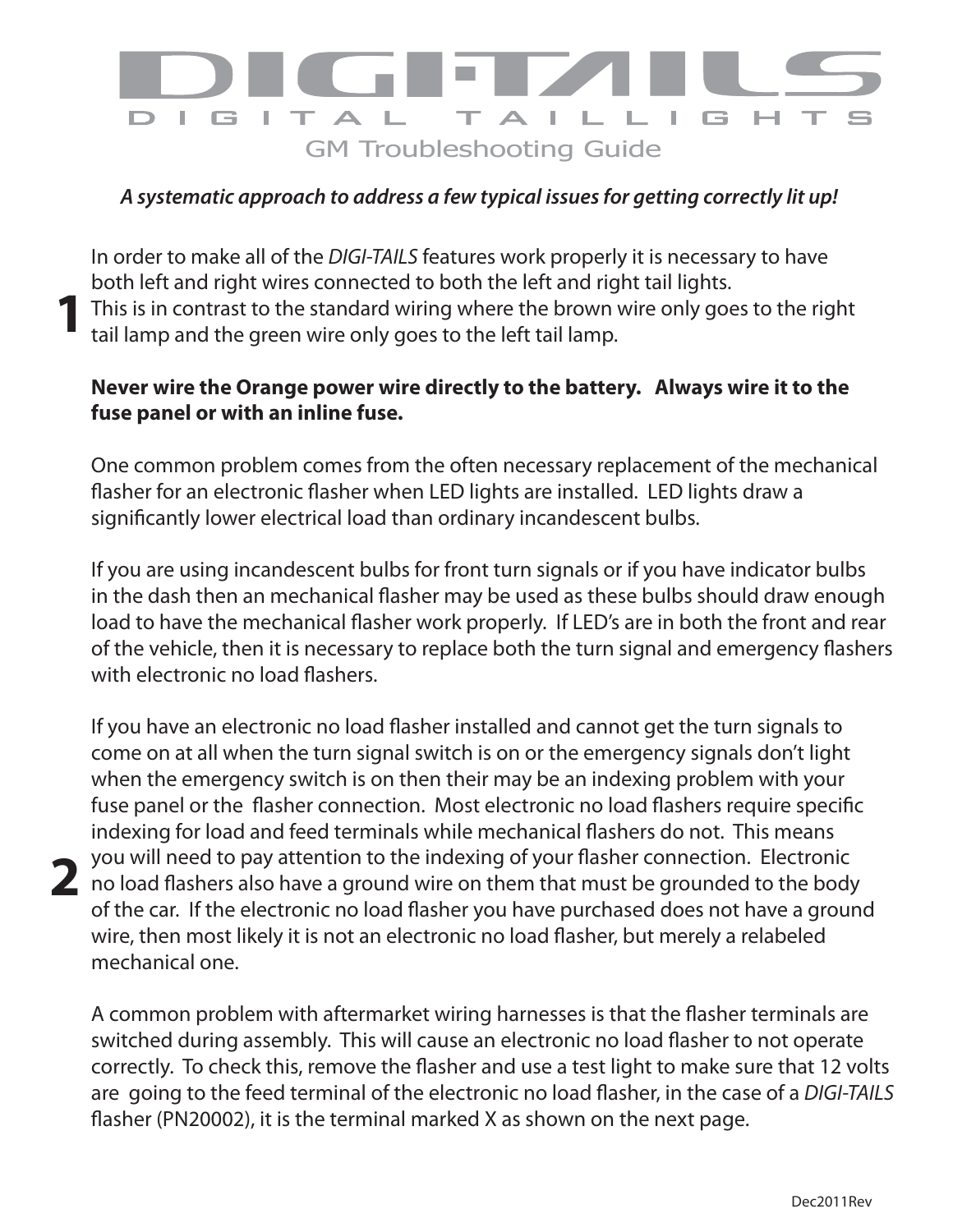# DIGI-TAILS

## DIGITAL TAILLIGHTS

### GM Troubleshooting Guide

*A systematic approach to address a few typical issues for getting correctly lit up!*

**1**

In order to make all of the *DIGI-TAILS* features work properly it is necessary to have both left and right wires connected to both the left and right tail lights. This is in contrast to the standard wiring where the brown wire only goes to the right tail lamp and the green wire only goes to the left tail lamp.

**Never wire the Orange power wire directly to the battery. Always wire it to the fuse panel or with an inline fuse.**

**2**

One common problem comes from the often necessary replacement of the mechanical flasher for an electronic flasher when LED lights are installed. LED lights draw a significantly lower electrical load than ordinary incandescent bulbs.

If you are using incandescent bulbs for front turn signals or if you have indicator bulbs in the dash then an mechanical flasher may be used as these bulbs should draw enough load to have the mechanical flasher work properly. If LED's are in both the front and rear of the vehicle, then it is necessary to replace both the turn signal and emergency flashers with electronic no load flashers.

If you have an electronic no load flasher installed and cannot get the turn signals to come on at all when the turn signal switch is on or the emergency signals don't light when the emergency switch is on then their may be an indexing problem with your fuse panel or the flasher connection. Most electronic no load flashers require specific indexing for load and feed terminals while mechanical flashers do not. This means you will need to pay attention to the indexing of your flasher connection. Electronic no load flashers also have a ground wire on them that must be grounded to the body of the car. If the electronic no load flasher you have purchased does not have a ground wire, then most likely it is not an electronic no load flasher, but merely a relabeled mechanical one.

A common problem with aftermarket wiring harnesses is that the flasher terminals are switched during assembly. This will cause an electronic no load flasher to not operate correctly. To check this, remove the flasher and use a test light to make sure that 12 volts are going to the feed terminal of the electronic no load flasher, in the case of a *DIGI-TAILS* flasher (PN20002), it is the terminal marked X as shown on the next page.

Dec2011Rev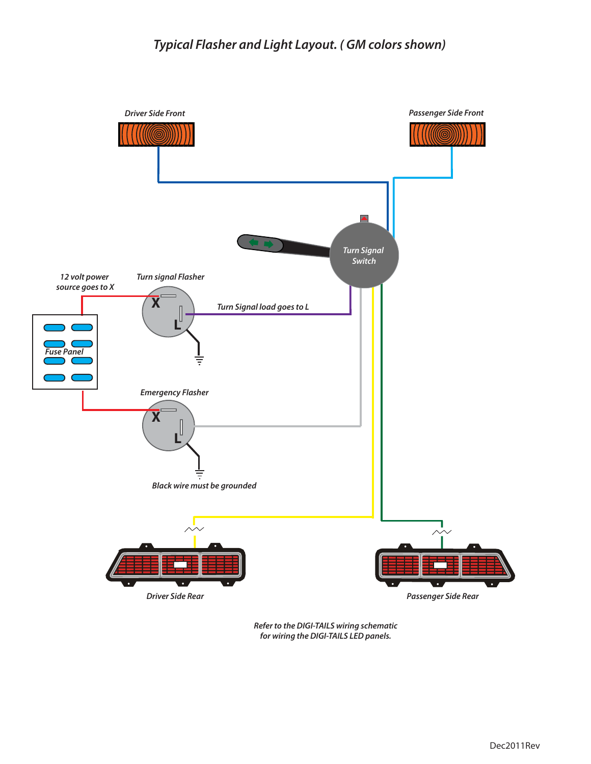# *Typical Flasher and Light Layout. ( GM colors shown)*

*Driver Side Front*

*Passenger Side Front*

*Turn Signal Switch*

*12 volt power source goes to X*

*Turn signal Flasher*

*Turn Signal load goes to L*

*Fuse Panel*

*Emergency Flasher*

*Black wire must be grounded*

*Driver Side Rear*

*Passenger Side Rear*

*Refer to the DIGI-TAILS wiring schematic for wiring the DIGI-TAILS LED panels.*

Dec2011Rev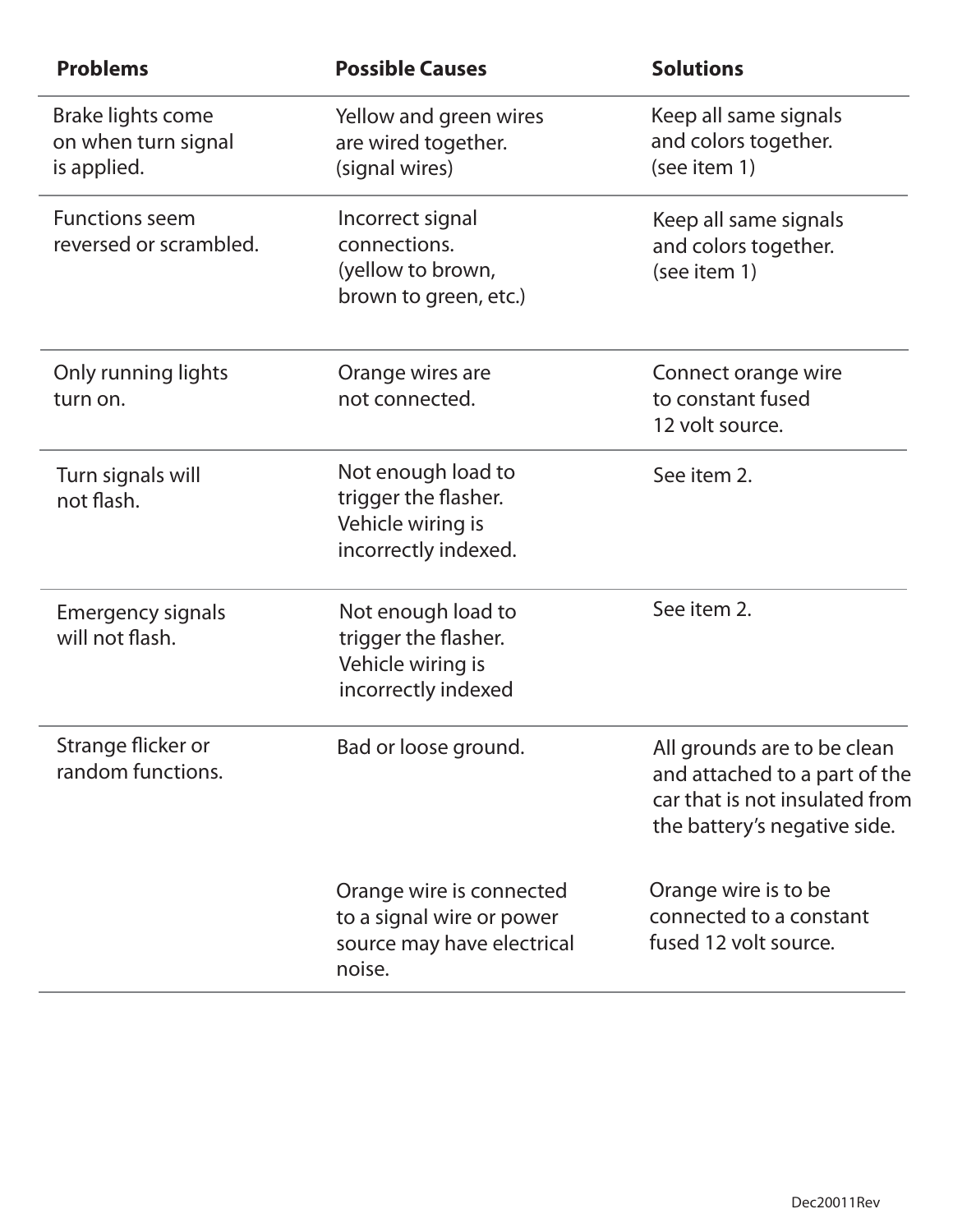| Problems | Possible Causes | Solutions |
|---|---|---|
| Brake lights come on when turn signal is applied. | Yellow and green wires are wired together. (signal wires) | Keep all same signals and colors together. (see item 1) |
| Functions seem reversed or scrambled. | Incorrect signal connections. (yellow to brown, brown to green, etc.) | Keep all same signals and colors together. (see item 1) |
| Only running lights turn on. | Orange wires are not connected. | Connect orange wire to constant fused 12 volt source. |
| Turn signals will not flash. | Not enough load to trigger the flasher. Vehicle wiring is incorrectly indexed. | See item 2. |
| Emergency signals will not flash. | Not enough load to trigger the flasher. Vehicle wiring is incorrectly indexed | See item 2. |
| Strange flicker or random functions. | Bad or loose ground. | All grounds are to be clean and attached to a part of the car that is not insulated from the battery's negative side. |
| | Orange wire is connected to a signal wire or power source may have electrical noise. | Orange wire is to be connected to a constant fused 12 volt source. |

Dec20011Rev